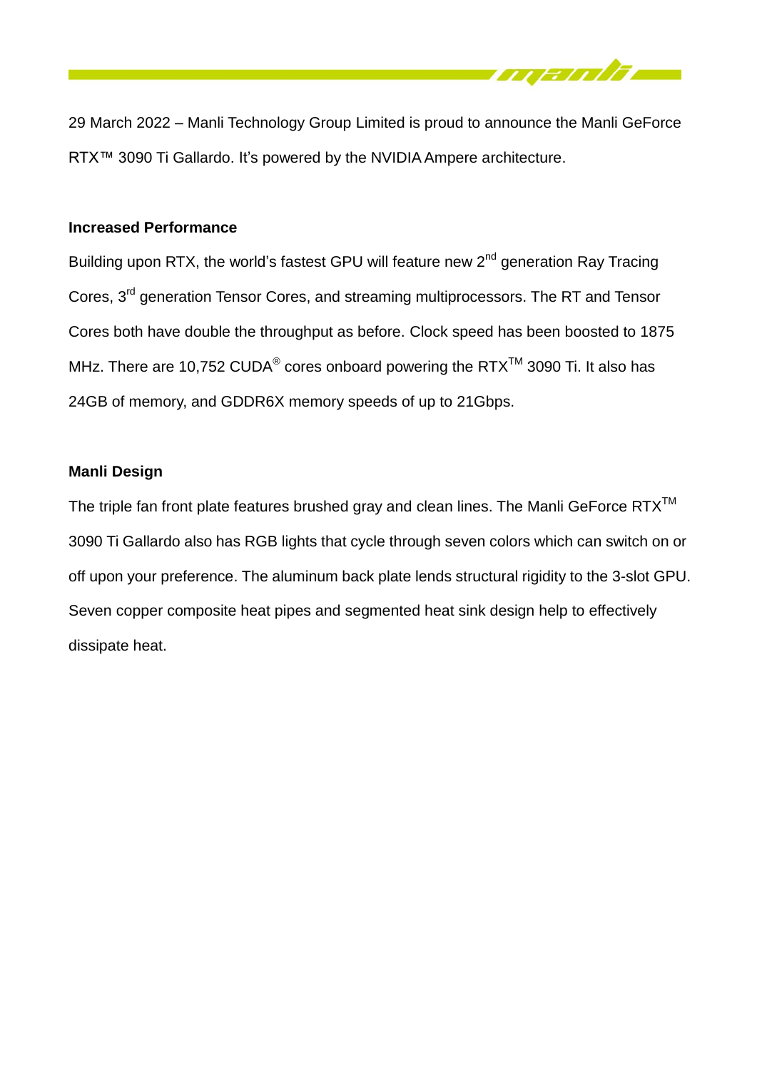29 March 2022 – Manli Technology Group Limited is proud to announce the Manli GeForce RTX™ 3090 Ti Gallardo. It's powered by the NVIDIA Ampere architecture.

**Increased Performance**

Building upon RTX, the world's fastest GPU will feature new 2nd generation Ray Tracing Cores, 3rd generation Tensor Cores, and streaming multiprocessors. The RT and Tensor Cores both have double the throughput as before. Clock speed has been boosted to 1875 MHz. There are 10,752 CUDA® cores onboard powering the RTX™ 3090 Ti. It also has 24GB of memory, and GDDR6X memory speeds of up to 21Gbps.

**Manli Design**

The triple fan front plate features brushed gray and clean lines. The Manli GeForce RTX™ 3090 Ti Gallardo also has RGB lights that cycle through seven colors which can switch on or off upon your preference. The aluminum back plate lends structural rigidity to the 3-slot GPU. Seven copper composite heat pipes and segmented heat sink design help to effectively dissipate heat.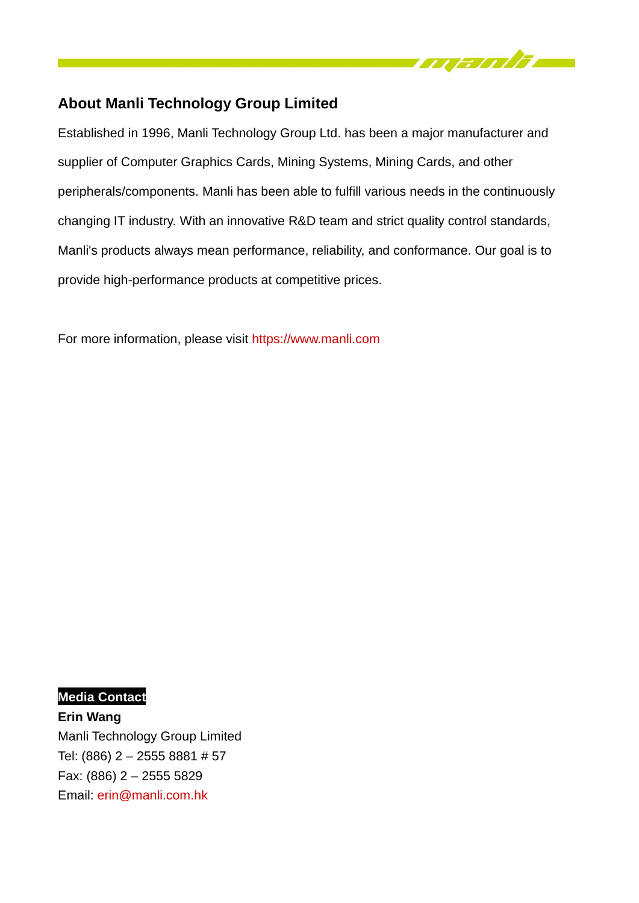## About Manli Technology Group Limited

Established in 1996, Manli Technology Group Ltd. has been a major manufacturer and supplier of Computer Graphics Cards, Mining Systems, Mining Cards, and other peripherals/components. Manli has been able to fulfill various needs in the continuously changing IT industry. With an innovative R&D team and strict quality control standards, Manli's products always mean performance, reliability, and conformance. Our goal is to provide high-performance products at competitive prices.

For more information, please visit https://www.manli.com

**Media Contact**

**Erin Wang**
Manli Technology Group Limited
Tel: (886) 2 – 2555 8881 # 57
Fax: (886) 2 – 2555 5829
Email: erin@manli.com.hk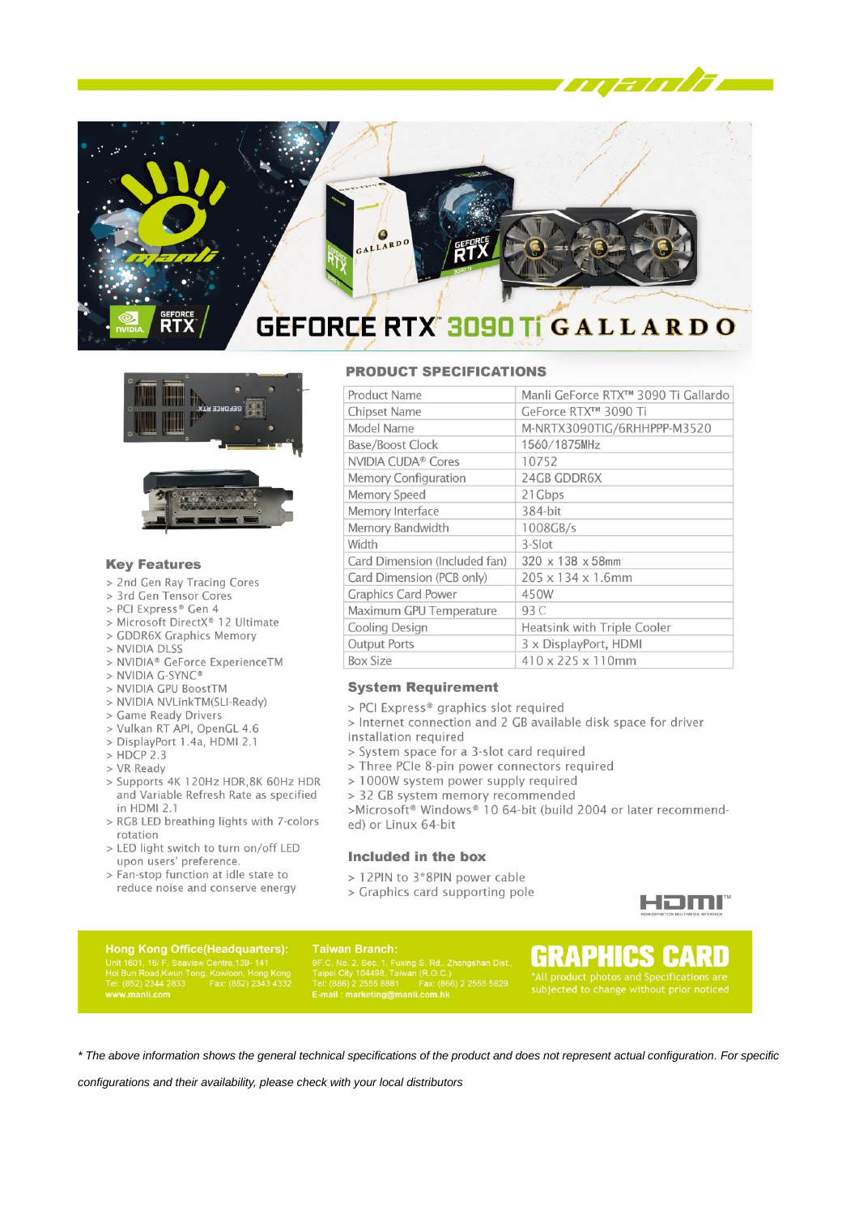# GEFORCE RTX 3090 Ti GALLARDO

## PRODUCT SPECIFICATIONS

| | |
|---|---|
| Product Name | Manli GeForce RTX™ 3090 Ti Gallardo |
| Chipset Name | GeForce RTX™ 3090 Ti |
| Model Name | M-NRTX3090TIG/6RHHPPP-M3520 |
| Base/Boost Clock | 1560/1875MHz |
| NVIDIA CUDA® Cores | 10752 |
| Memory Configuration | 24GB GDDR6X |
| Memory Speed | 21Gbps |
| Memory Interface | 384-bit |
| Memory Bandwidth | 1008GB/s |
| Width | 3-Slot |
| Card Dimension (Included fan) | 320 x 138 x 58mm |
| Card Dimension (PCB only) | 205 x 134 x 1.6mm |
| Graphics Card Power | 450W |
| Maximum GPU Temperature | 93 C |
| Cooling Design | Heatsink with Triple Cooler |
| Output Ports | 3 x DisplayPort, HDMI |
| Box Size | 410 x 225 x 110mm |

### Key Features

- 2nd Gen Ray Tracing Cores
- 3rd Gen Tensor Cores
- PCI Express® Gen 4
- Microsoft DirectX® 12 Ultimate
- GDDR6X Graphics Memory
- NVIDIA DLSS
- NVIDIA® GeForce ExperienceTM
- NVIDIA G-SYNC®
- NVIDIA GPU BoostTM
- NVIDIA NVLinkTM(SLI-Ready)
- Game Ready Drivers
- Vulkan RT API, OpenGL 4.6
- DisplayPort 1.4a, HDMI 2.1
- HDCP 2.3
- VR Ready
- Supports 4K 120Hz HDR,8K 60Hz HDR and Variable Refresh Rate as specified in HDMI 2.1
- RGB LED breathing lights with 7-colors rotation
- LED light switch to turn on/off LED upon users' preference.
- Fan-stop function at idle state to reduce noise and conserve energy

### System Requirement

- PCI Express® graphics slot required
- Internet connection and 2 GB available disk space for driver installation required
- System space for a 3-slot card required
- Three PCIe 8-pin power connectors required
- 1000W system power supply required
- 32 GB system memory recommended
- Microsoft® Windows® 10 64-bit (build 2004 or later recommended) or Linux 64-bit

### Included in the box

- 12PIN to 3*8PIN power cable
- Graphics card supporting pole

**Hong Kong Office(Headquarters):**
Unit 1601, 16/ F, Seaview Centre,139- 141 Hoi Bun Road,Kwun Tong, Kowloon, Hong Kong
Tel: (852) 2344 2833 Fax: (852) 2343 4332
www.manli.com

**Taiwan Branch:**
9F.C, No. 2, Sec. 1, Fuxing S. Rd., Zhongshan Dist., Taipei City 104498, Taiwan (R.O.C.)
Tel: (886) 2 2555 8881 Fax: (886) 2 2555 5829
E-mail : marketing@manli.com.hk

**GRAPHICS CARD**

*All product photos and Specifications are subjected to change without prior noticed

*\* The above information shows the general technical specifications of the product and does not represent actual configuration. For specific configurations and their availability, please check with your local distributors*